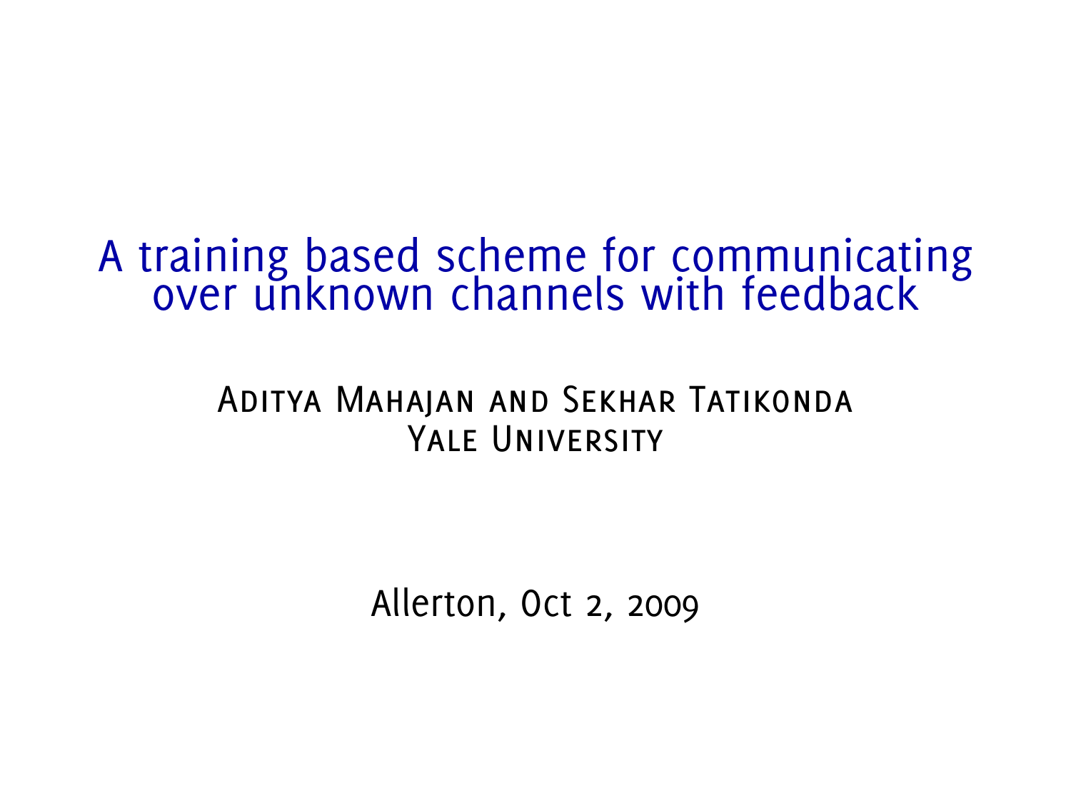# A training based scheme for communicating over unknown channels with feedback

Aditya Mahajan and Sekhar Tatikonda
Yale University

Allerton, Oct 2, 2009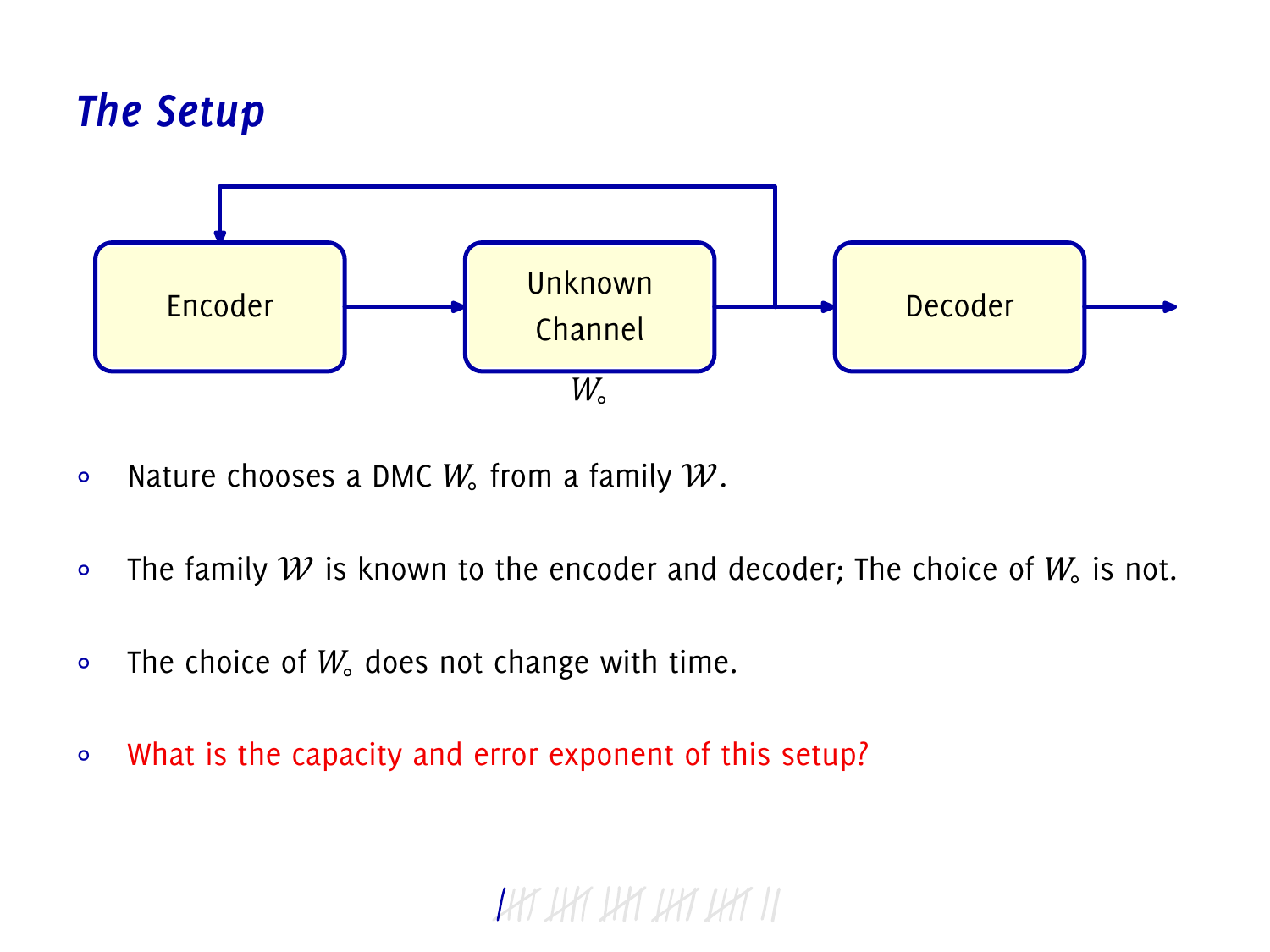## *The Setup*

Encoder → Unknown Channel $W_\circ$ → Decoder (with feedback from channel output to encoder)

- Nature chooses a DMC $W_\circ$ from a family $\mathcal{W}$.
- The family $\mathcal{W}$ is known to the encoder and decoder; The choice of $W_\circ$ is not.
- The choice of $W_\circ$ does not change with time.
- What is the capacity and error exponent of this setup?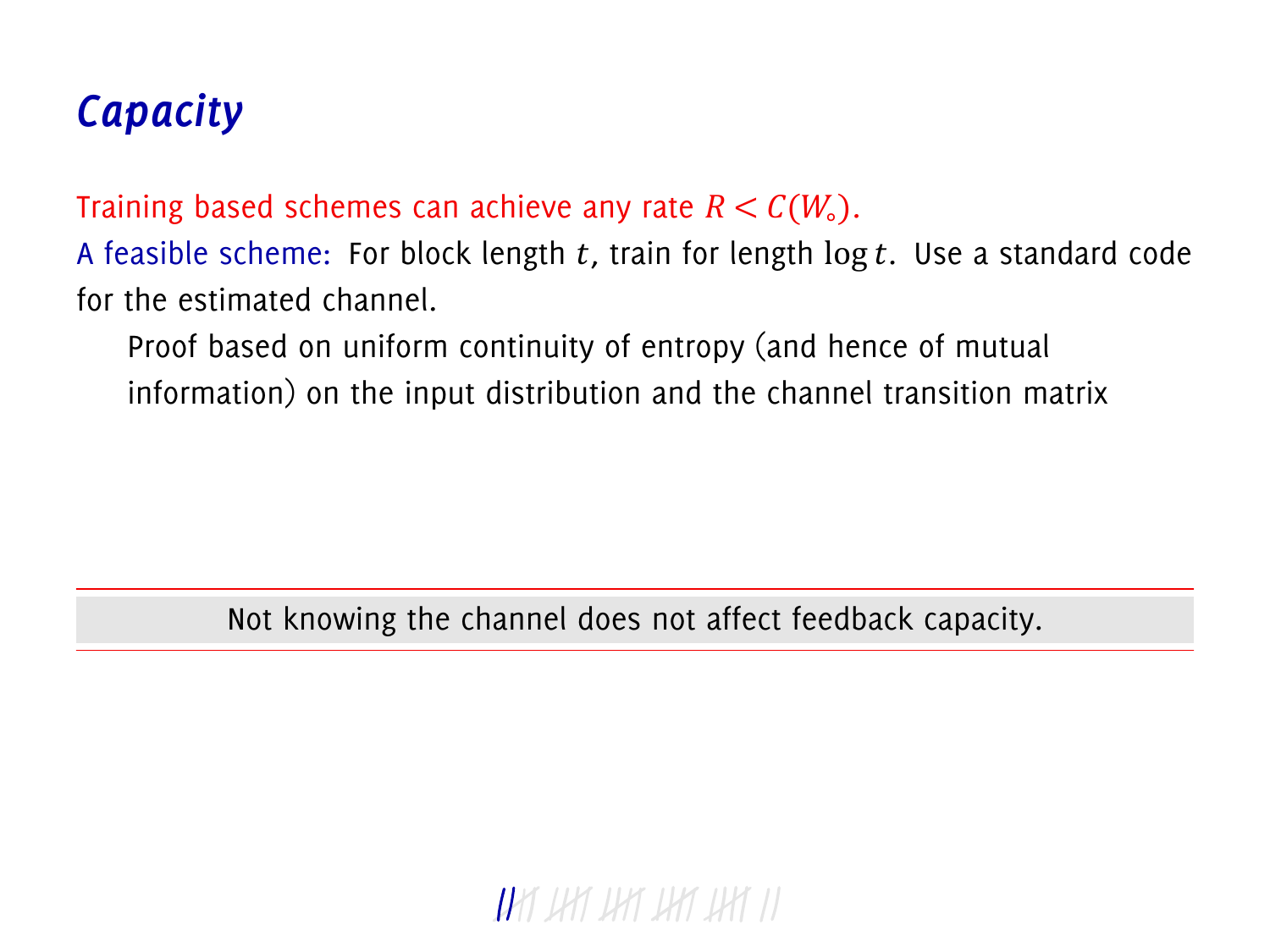# Capacity

Training based schemes can achieve any rate $R < C(W_\circ)$.

A feasible scheme: For block length $t$, train for length $\log t$. Use a standard code for the estimated channel.

Proof based on uniform continuity of entropy (and hence of mutual information) on the input distribution and the channel transition matrix

Not knowing the channel does not affect feedback capacity.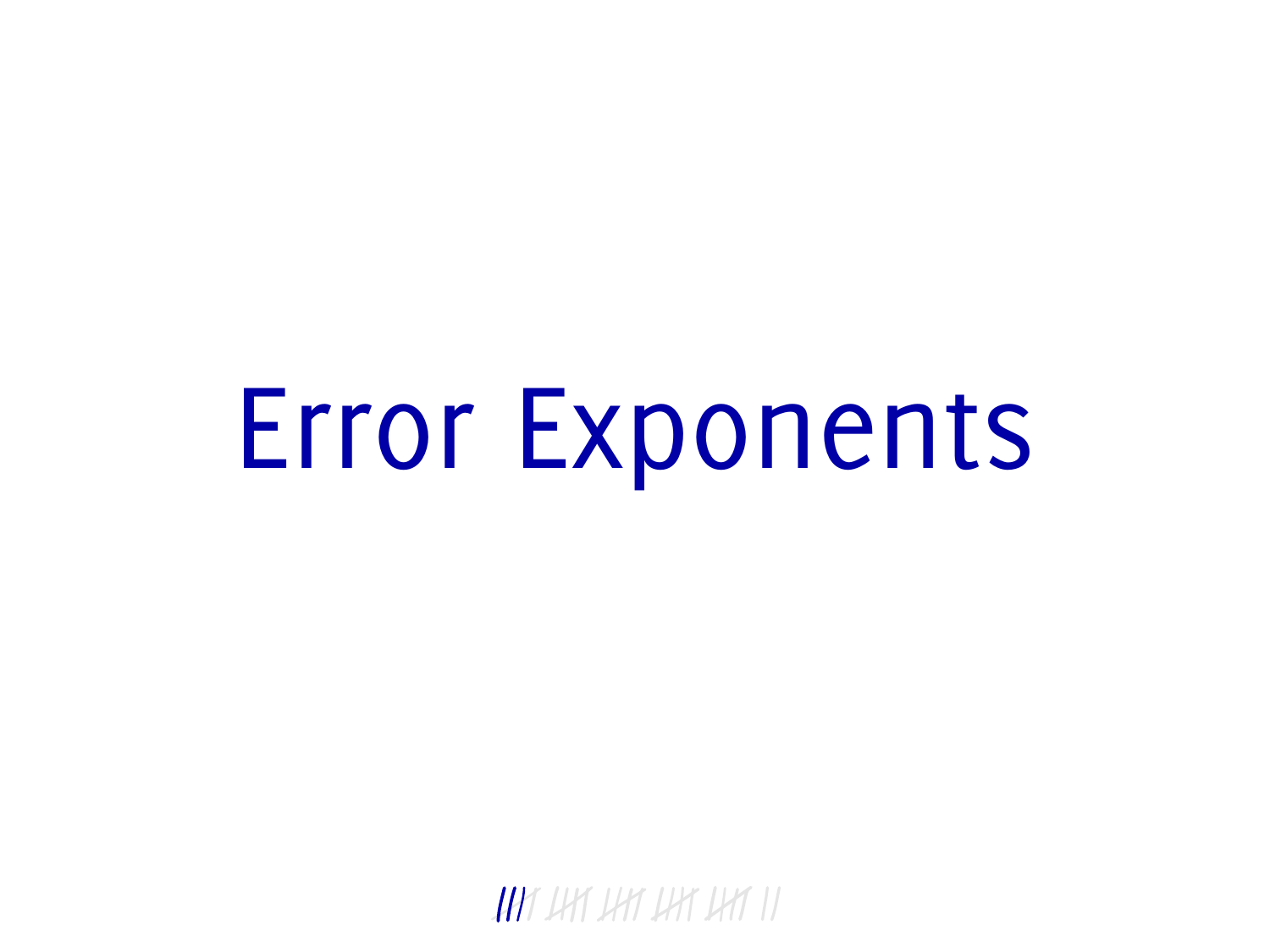# Error Exponents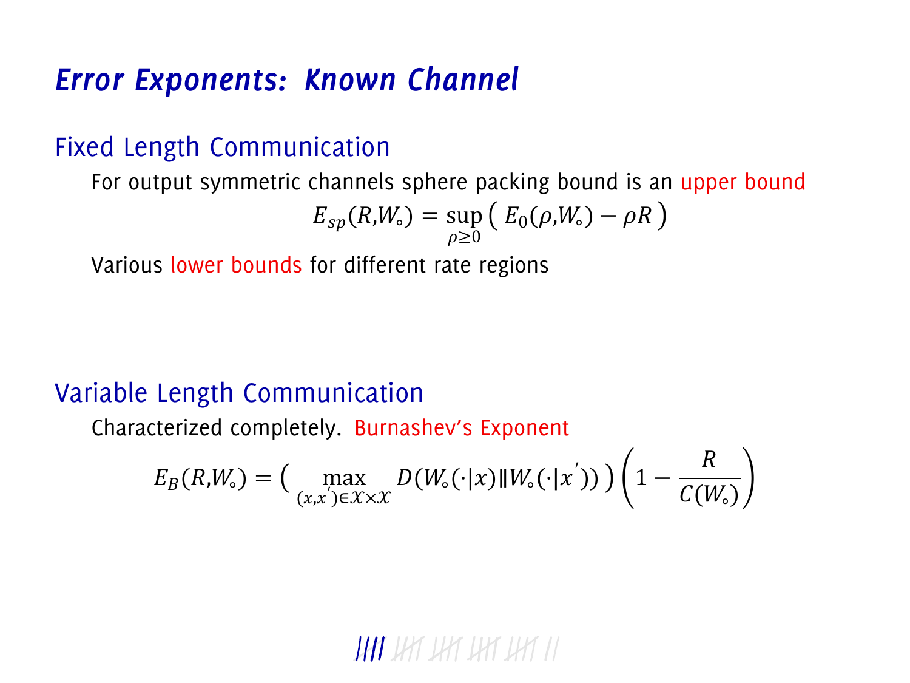# *Error Exponents: Known Channel*

## Fixed Length Communication

For output symmetric channels sphere packing bound is an upper bound

$$E_{sp}(R,W_\circ) = \sup_{\rho \geq 0} \left( E_0(\rho, W_\circ) - \rho R \right)$$

Various lower bounds for different rate regions

## Variable Length Communication

Characterized completely. Burnashev's Exponent

$$E_B(R,W_\circ) = \left( \max_{(x,x') \in \mathcal{X} \times \mathcal{X}} D(W_\circ(\cdot|x) \| W_\circ(\cdot|x')) \right) \left( 1 - \frac{R}{C(W_\circ)} \right)$$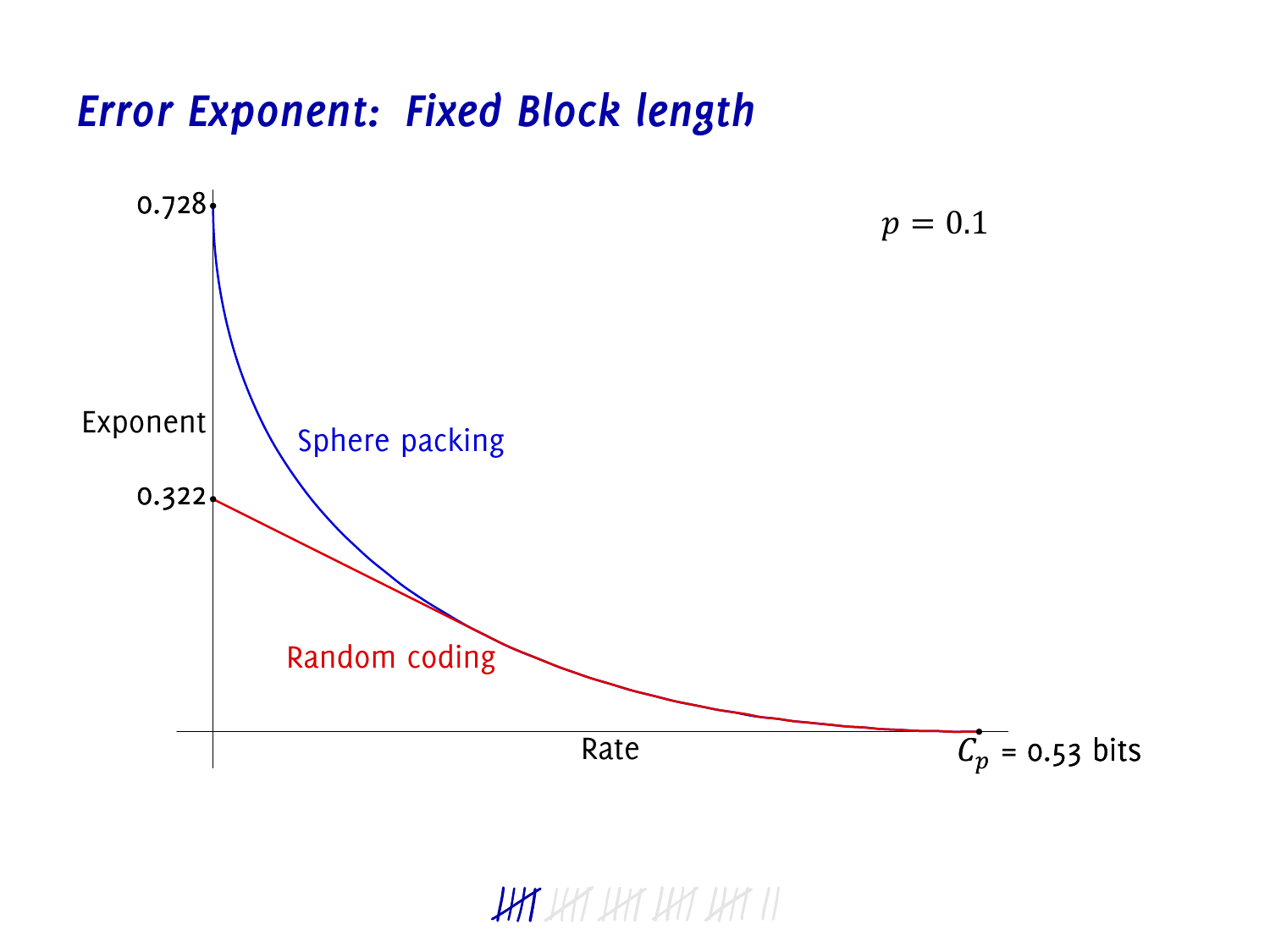# Error Exponent: Fixed Block length

$p = 0.1$

Exponent

0.728

0.322

Sphere packing

Random coding

Rate

$C_p$ = 0.53 bits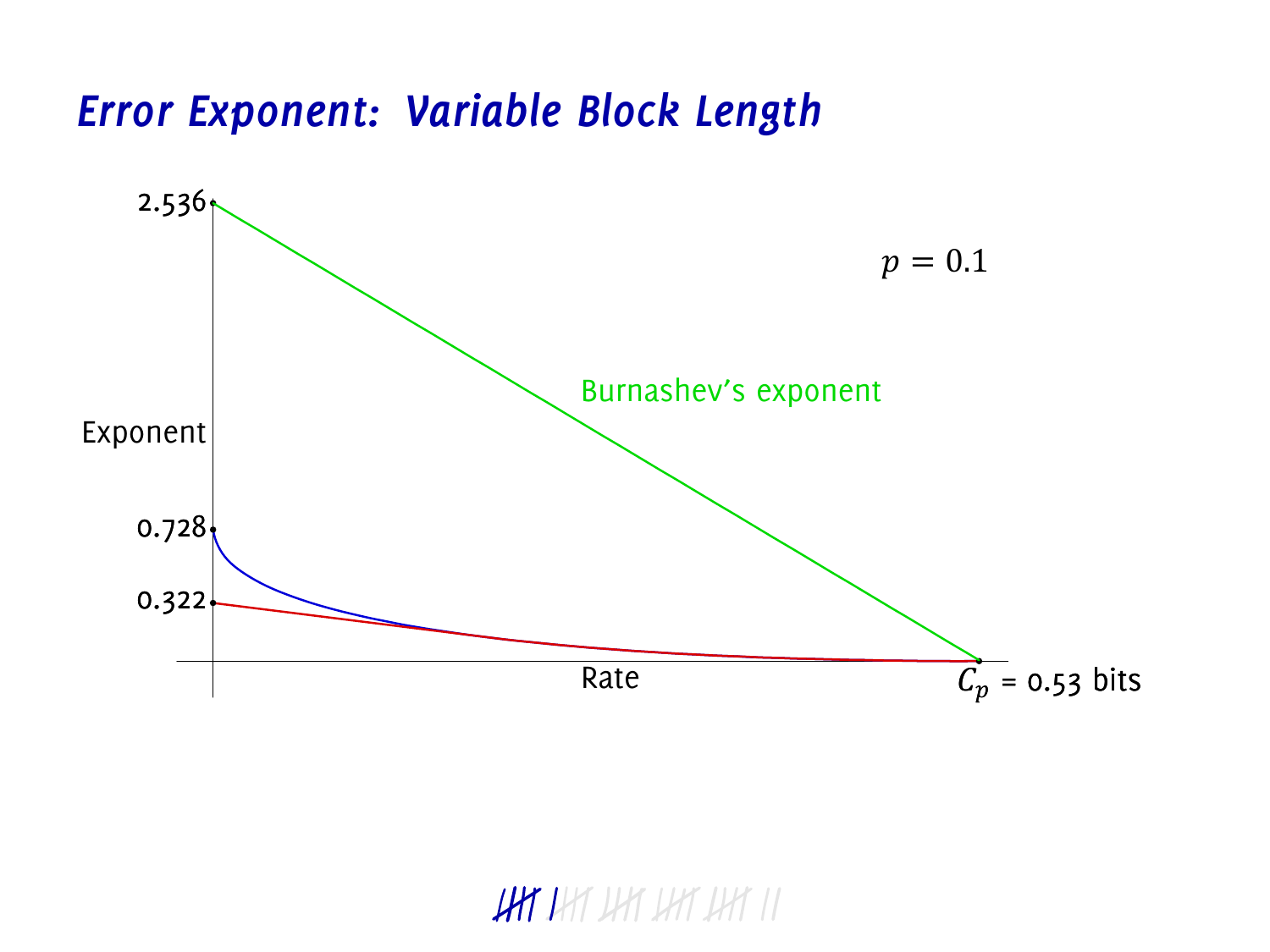# Error Exponent: Variable Block Length

$p = 0.1$

Burnashev's exponent

Exponent

2.536

0.728

0.322

Rate

$C_p$ = 0.53 bits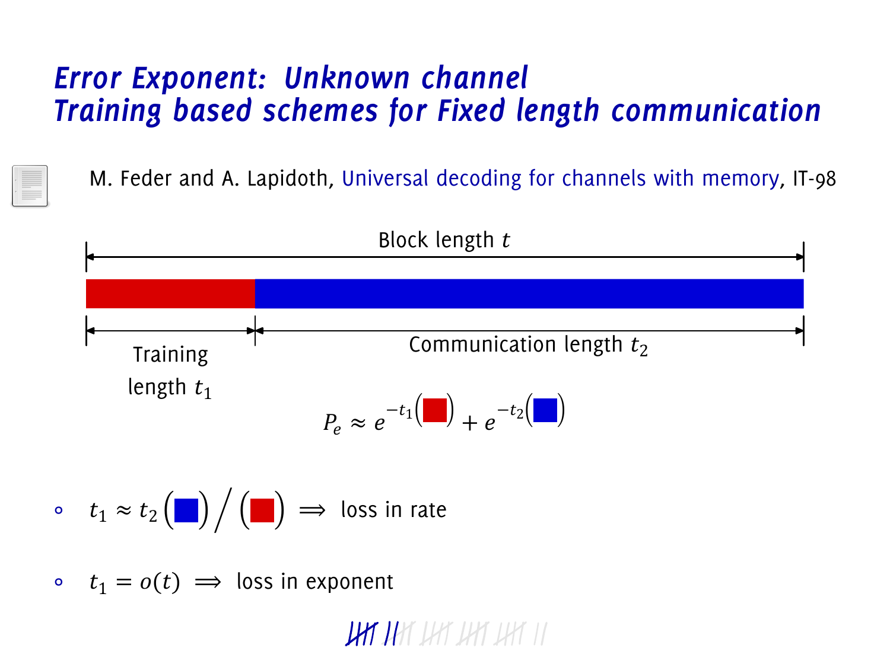# Error Exponent: Unknown channel
# Training based schemes for Fixed length communication

M. Feder and A. Lapidoth, Universal decoding for channels with memory, IT-98

Block length $t$

Training length $t_1$

Communication length $t_2$

$$P_e \approx e^{-t_1(\blacksquare)} + e^{-t_2(\blacksquare)}$$

- $t_1 \approx t_2 (\blacksquare) / (\blacksquare) \implies$ loss in rate
- $t_1 = o(t) \implies$ loss in exponent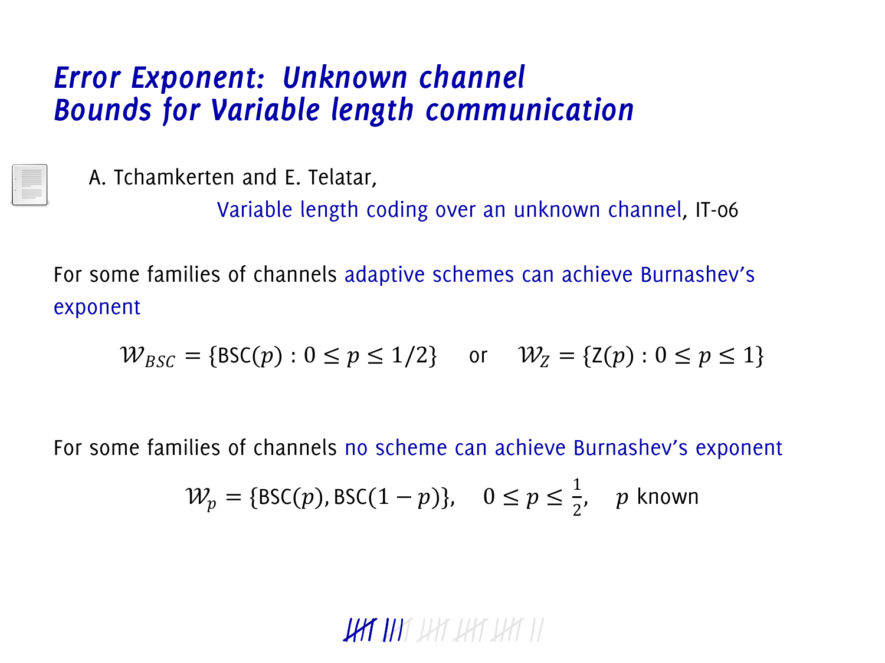# *Error Exponent: Unknown channel Bounds for Variable length communication*

A. Tchamkerten and E. Telatar,

Variable length coding over an unknown channel, IT-06

For some families of channels adaptive schemes can achieve Burnashev's exponent

$$\mathcal{W}_{BSC} = \{\text{BSC}(p) : 0 \leq p \leq 1/2\} \quad \text{or} \quad \mathcal{W}_Z = \{\text{Z}(p) : 0 \leq p \leq 1\}$$

For some families of channels no scheme can achieve Burnashev's exponent

$$\mathcal{W}_p = \{\text{BSC}(p), \text{BSC}(1-p)\}, \quad 0 \leq p \leq \tfrac{1}{2}, \quad p \text{ known}$$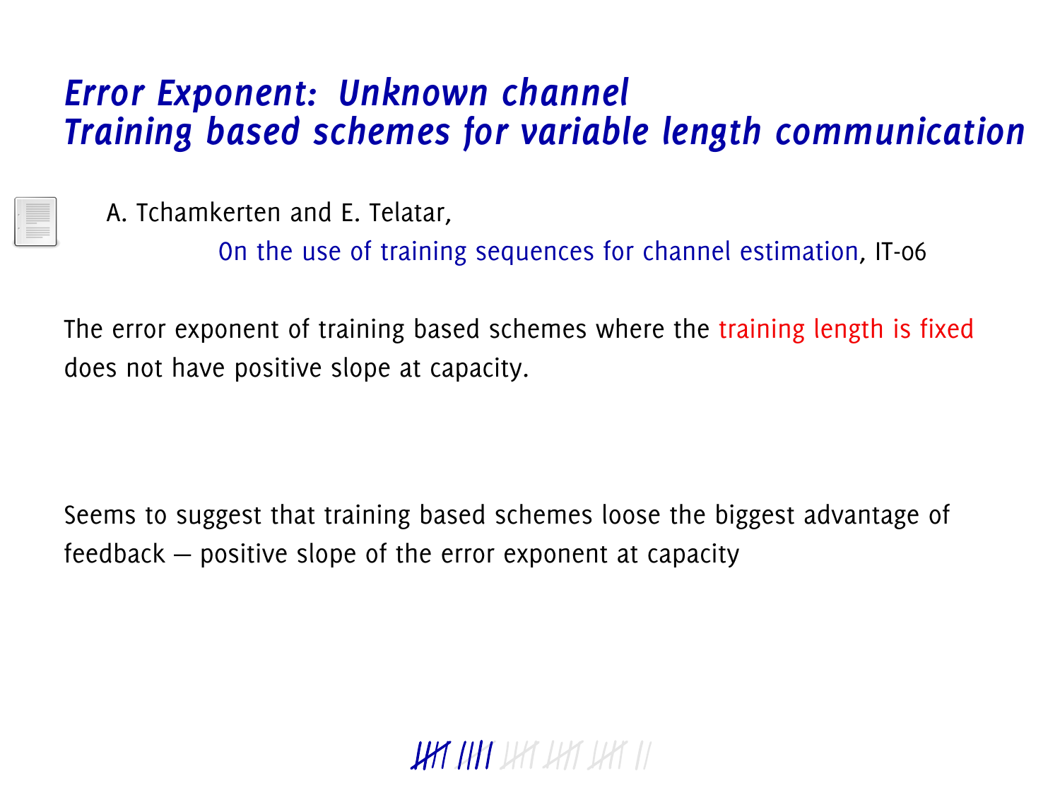# *Error Exponent: Unknown channel*
# *Training based schemes for variable length communication*

A. Tchamkerten and E. Telatar,

On the use of training sequences for channel estimation, IT-06

The error exponent of training based schemes where the training length is fixed does not have positive slope at capacity.

Seems to suggest that training based schemes loose the biggest advantage of feedback — positive slope of the error exponent at capacity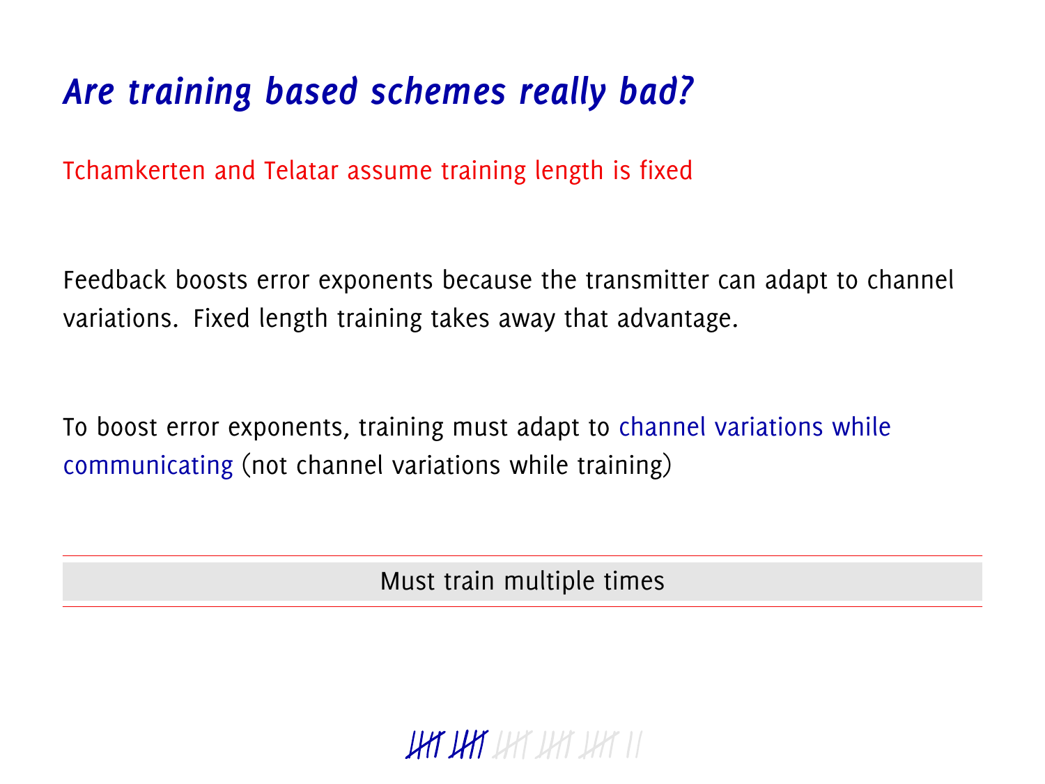# *Are training based schemes really bad?*

Tchamkerten and Telatar assume training length is fixed

Feedback boosts error exponents because the transmitter can adapt to channel variations. Fixed length training takes away that advantage.

To boost error exponents, training must adapt to channel variations while communicating (not channel variations while training)

---

Must train multiple times

---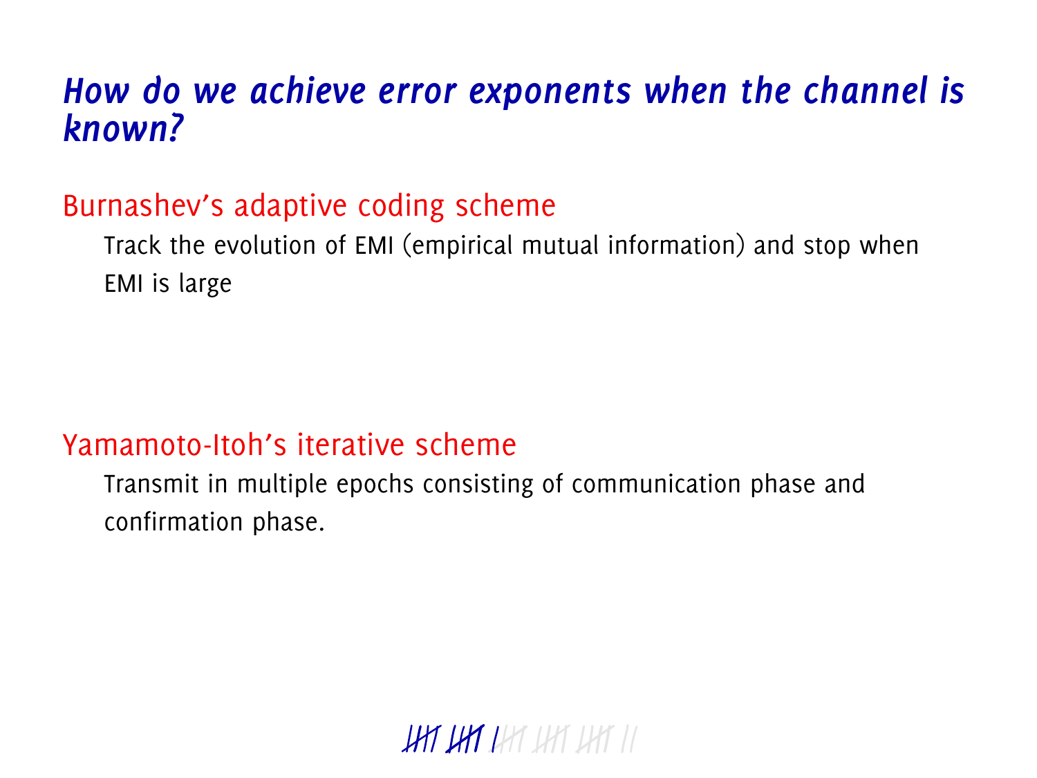# *How do we achieve error exponents when the channel is known?*

## Burnashev's adaptive coding scheme

Track the evolution of EMI (empirical mutual information) and stop when EMI is large

## Yamamoto-Itoh's iterative scheme

Transmit in multiple epochs consisting of communication phase and confirmation phase.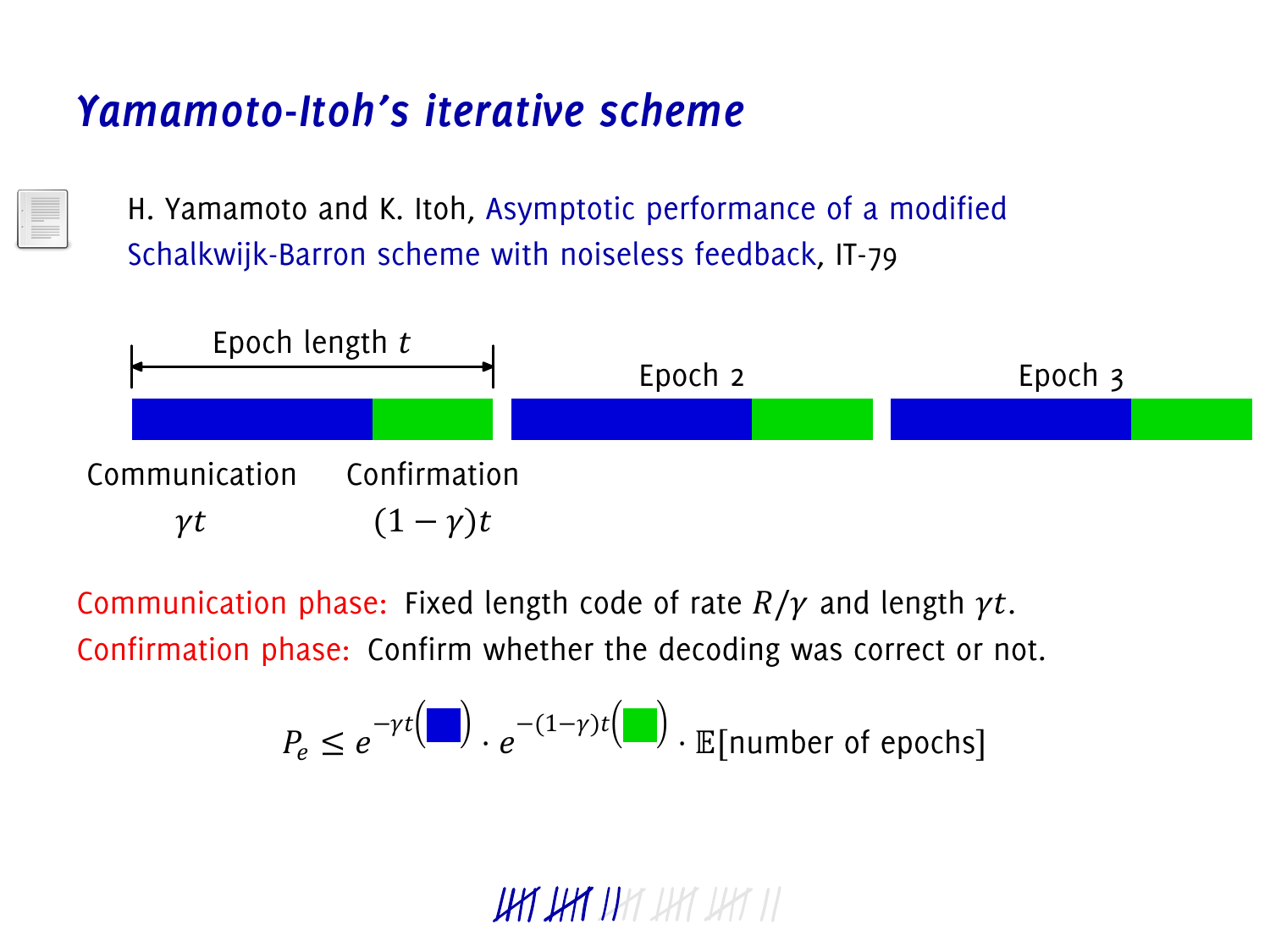# Yamamoto-Itoh's iterative scheme

H. Yamamoto and K. Itoh, Asymptotic performance of a modified Schalkwijk-Barron scheme with noiseless feedback, IT-79

Epoch length $t$ — Epoch 2 — Epoch 3

Communication $\gamma t$ — Confirmation $(1-\gamma)t$

Communication phase: Fixed length code of rate $R/\gamma$ and length $\gamma t$.

Confirmation phase: Confirm whether the decoding was correct or not.

$$P_e \leq e^{-\gamma t(\blacksquare)} \cdot e^{-(1-\gamma)t(\blacksquare)} \cdot \mathbb{E}[\text{number of epochs}]$$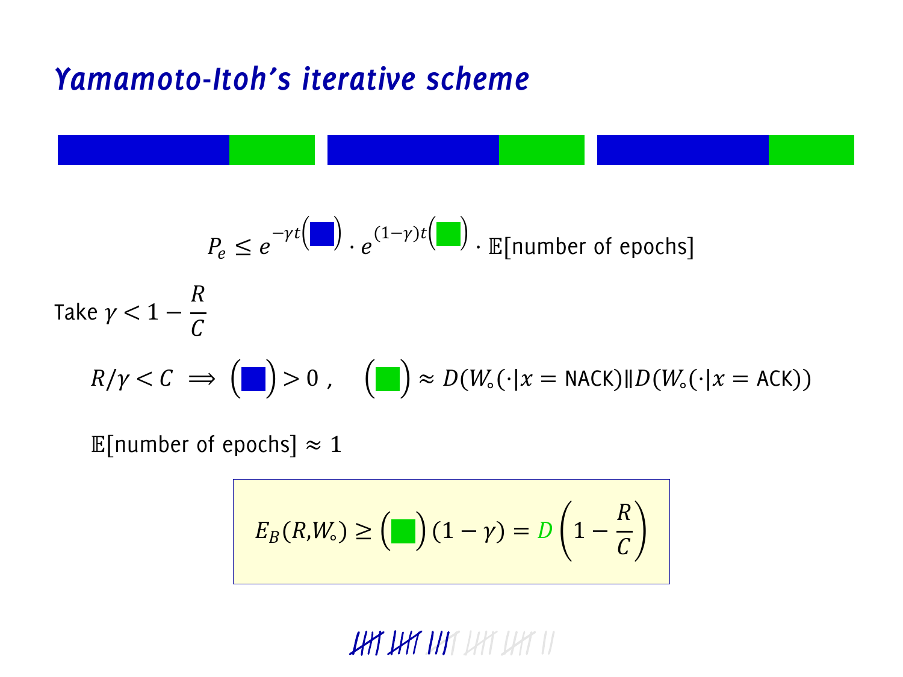# *Yamamoto-Itoh's iterative scheme*

$$P_e \leq e^{-\gamma t\left(\blacksquare\right)} \cdot e^{(1-\gamma)t\left(\blacksquare\right)} \cdot \mathbb{E}[\text{number of epochs}]$$

Take $\gamma < 1 - \dfrac{R}{C}$

$$R/\gamma < C \implies \left(\blacksquare\right) > 0\ , \quad \left(\blacksquare\right) \approx D(W_\circ(\cdot|x = \text{NACK}) \| D(W_\circ(\cdot|x = \text{ACK}))$$

$$\mathbb{E}[\text{number of epochs}] \approx 1$$

$$E_B(R, W_\circ) \geq \left(\blacksquare\right)(1-\gamma) = D\left(1 - \frac{R}{C}\right)$$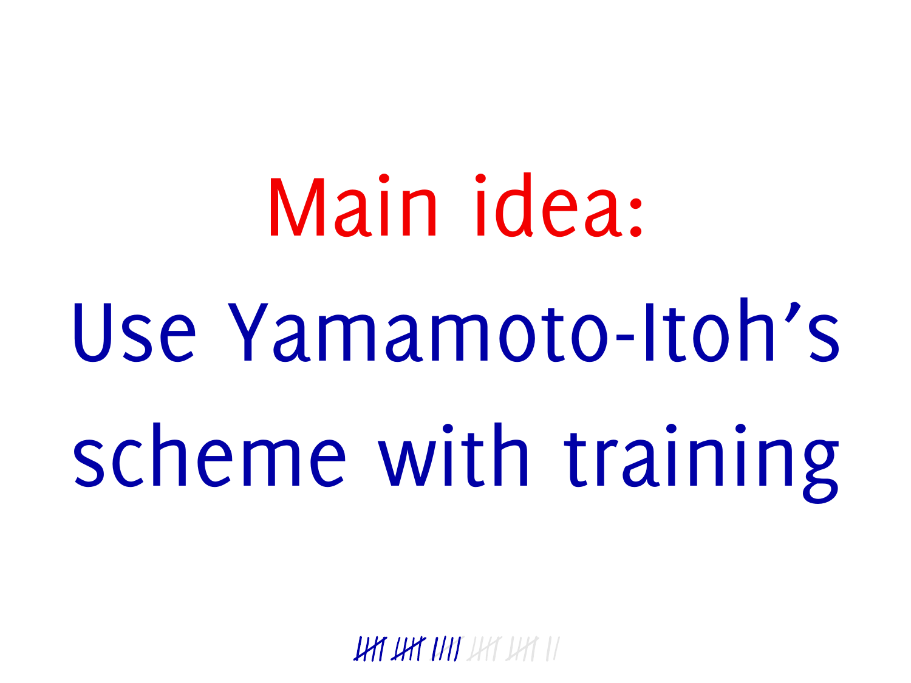# Main idea:

Use Yamamoto-Itoh's scheme with training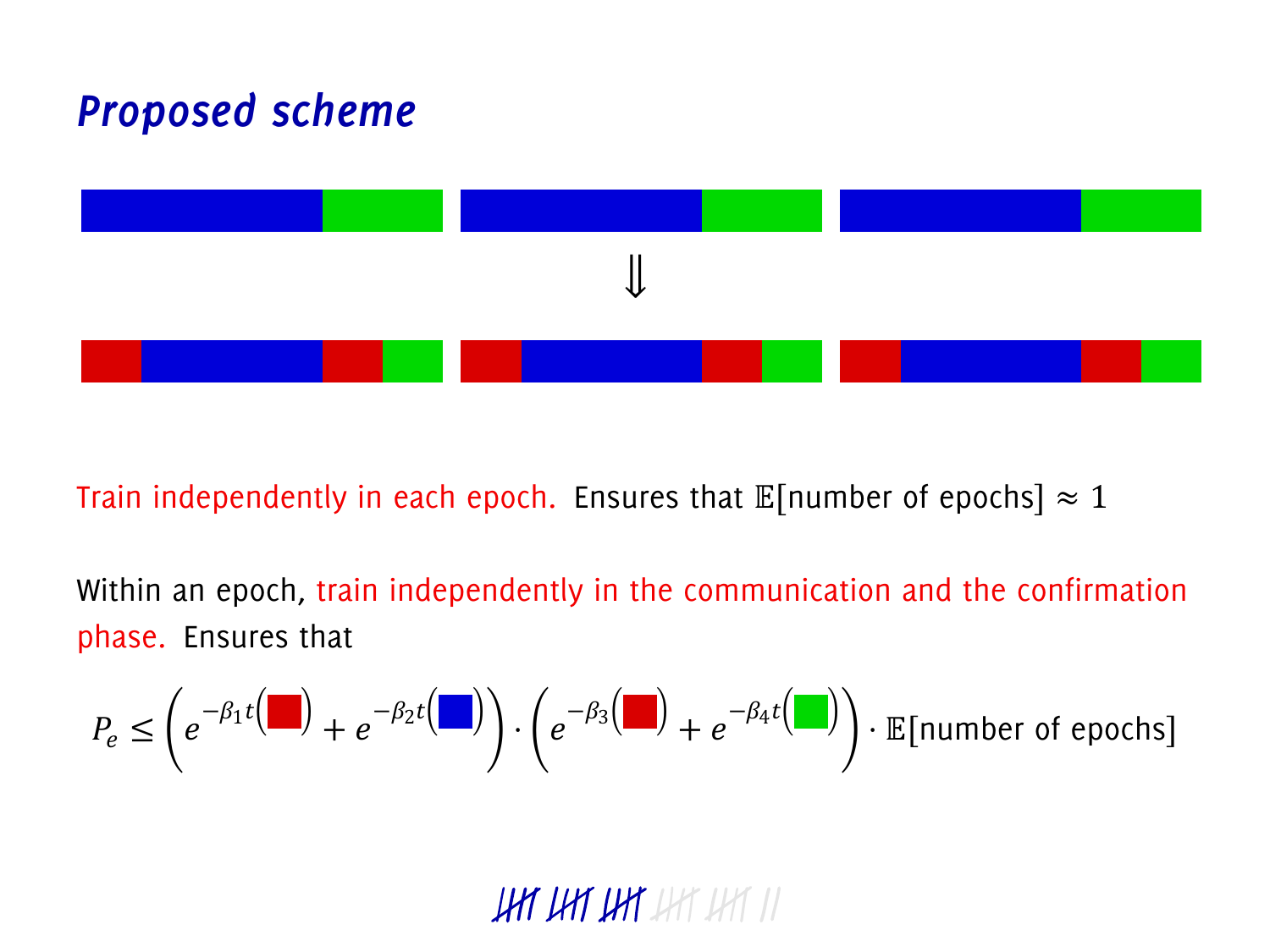## *Proposed scheme*

$$\Downarrow$$

Train independently in each epoch. Ensures that $\mathbb{E}[\text{number of epochs}] \approx 1$

Within an epoch, train independently in the communication and the confirmation phase. Ensures that

$$P_e \leq \left(e^{-\beta_1 t(\blacksquare)} + e^{-\beta_2 t(\blacksquare)}\right) \cdot \left(e^{-\beta_3(\blacksquare)} + e^{-\beta_4 t(\blacksquare)}\right) \cdot \mathbb{E}[\text{number of epochs}]$$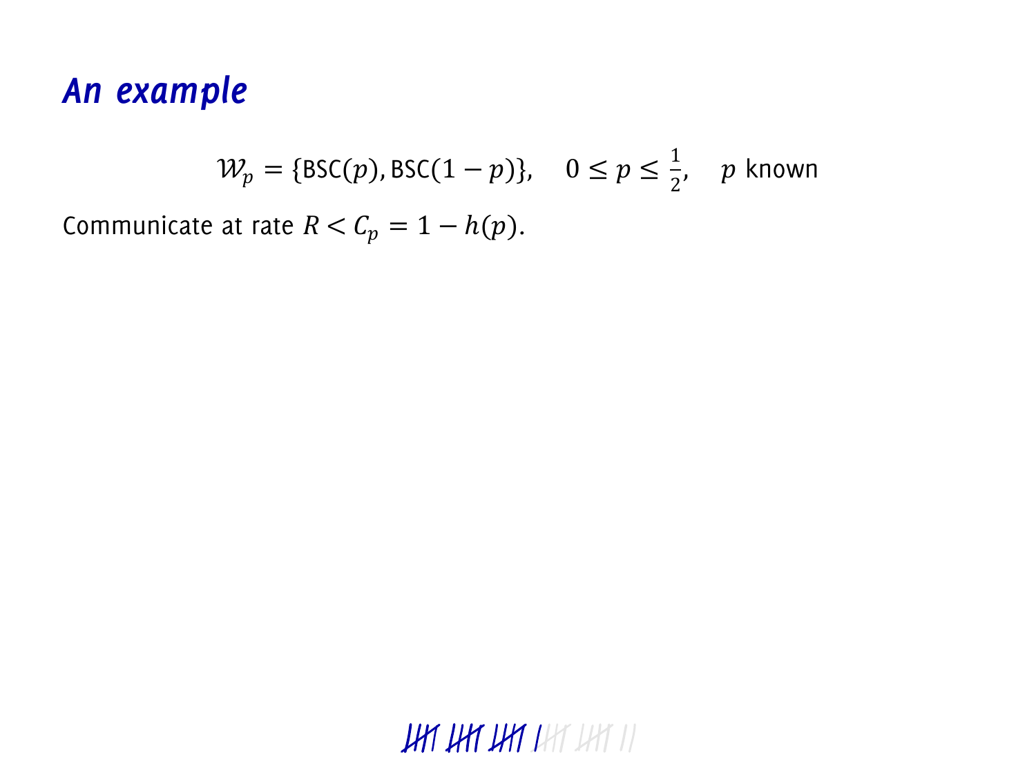# An example

$$\mathcal{W}_p = \{\mathsf{BSC}(p), \mathsf{BSC}(1-p)\}, \quad 0 \leq p \leq \frac{1}{2}, \quad p \text{ known}$$

Communicate at rate $R < C_p = 1 - h(p)$.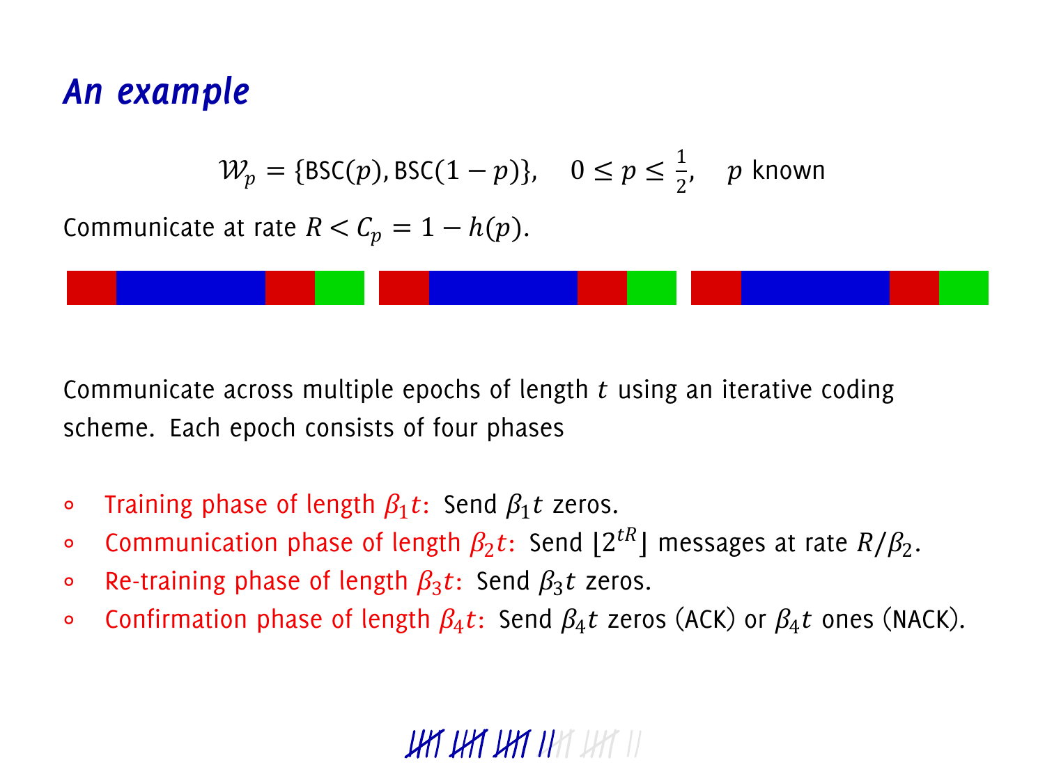# An example

$$\mathcal{W}_p = \{\text{BSC}(p), \text{BSC}(1-p)\}, \quad 0 \le p \le \tfrac{1}{2}, \quad p \text{ known}$$

Communicate at rate $R < C_p = 1 - h(p)$.

Communicate across multiple epochs of length $t$ using an iterative coding scheme. Each epoch consists of four phases

- Training phase of length $\beta_1 t$: Send $\beta_1 t$ zeros.
- Communication phase of length $\beta_2 t$: Send $\lfloor 2^{tR} \rfloor$ messages at rate $R/\beta_2$.
- Re-training phase of length $\beta_3 t$: Send $\beta_3 t$ zeros.
- Confirmation phase of length $\beta_4 t$: Send $\beta_4 t$ zeros (ACK) or $\beta_4 t$ ones (NACK).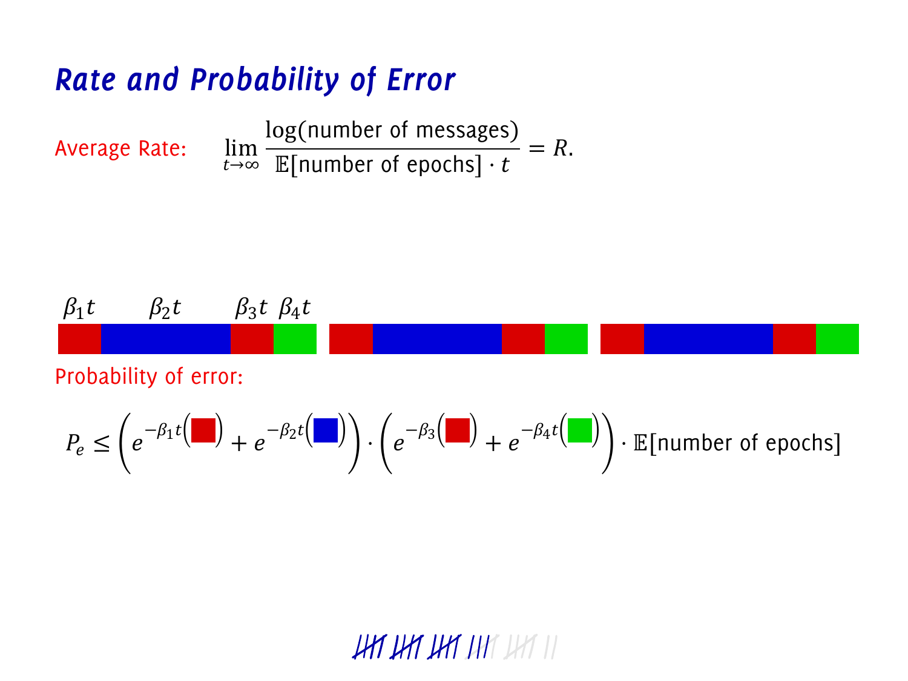# Rate and Probability of Error

Average Rate:

$$\lim_{t\to\infty} \frac{\log(\text{number of messages})}{\mathbb{E}[\text{number of epochs}] \cdot t} = R.$$

$\beta_1 t$ $\beta_2 t$ $\beta_3 t$ $\beta_4 t$

Probability of error:

$$P_e \leq \left( e^{-\beta_1 t(\;)} + e^{-\beta_2 t(\;)} \right) \cdot \left( e^{-\beta_3(\;)} + e^{-\beta_4 t(\;)} \right) \cdot \mathbb{E}[\text{number of epochs}]$$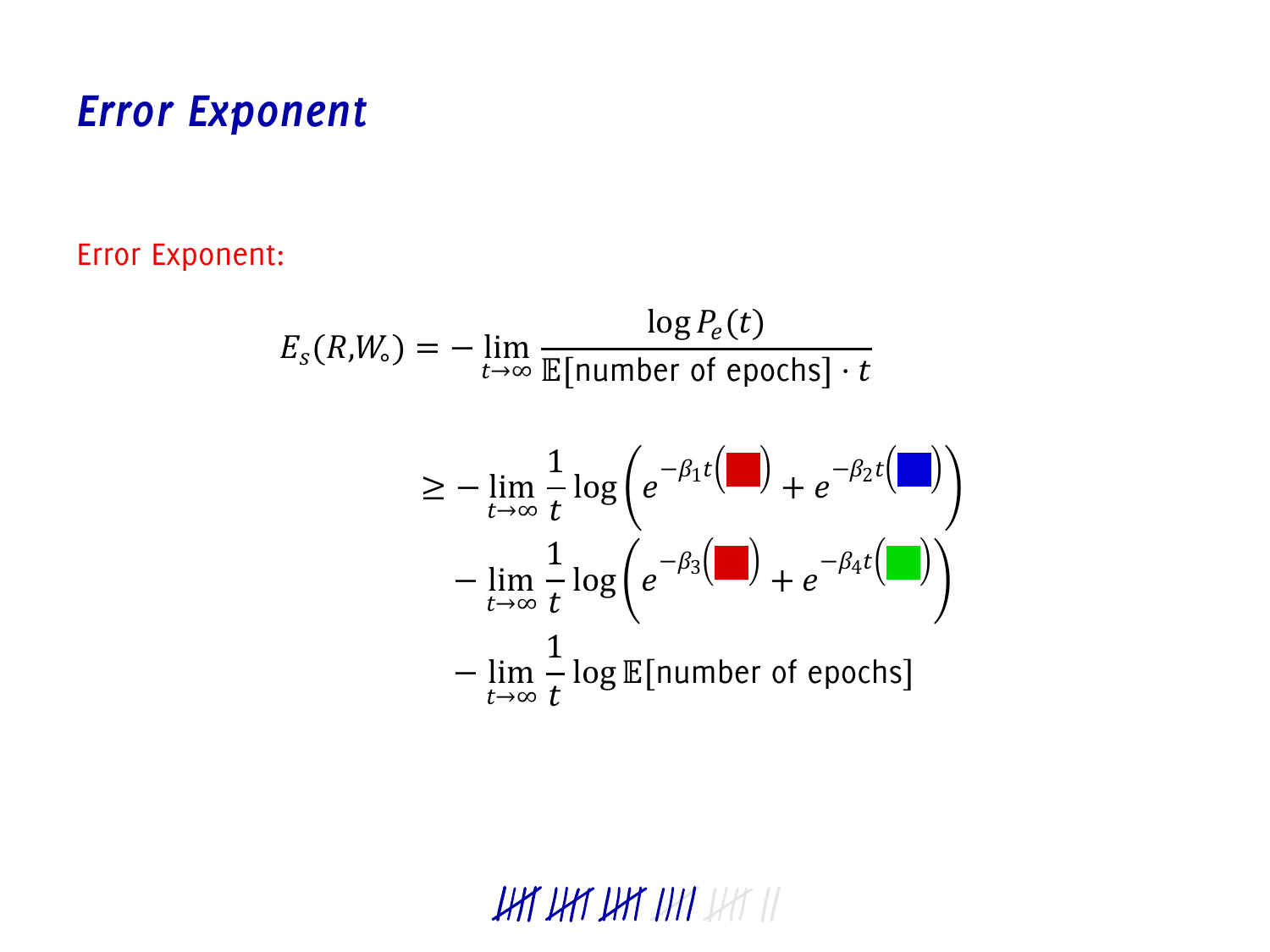# Error Exponent

Error Exponent:

$$E_s(R, W_\circ) = -\lim_{t\to\infty} \frac{\log P_e(t)}{\mathbb{E}[\text{number of epochs}] \cdot t}$$

$$\geq -\lim_{t\to\infty} \frac{1}{t} \log\left(e^{-\beta_1 t(\blacksquare)} + e^{-\beta_2 t(\blacksquare)}\right)$$

$$-\lim_{t\to\infty} \frac{1}{t} \log\left(e^{-\beta_3(\blacksquare)} + e^{-\beta_4 t(\blacksquare)}\right)$$

$$-\lim_{t\to\infty} \frac{1}{t} \log \mathbb{E}[\text{number of epochs}]$$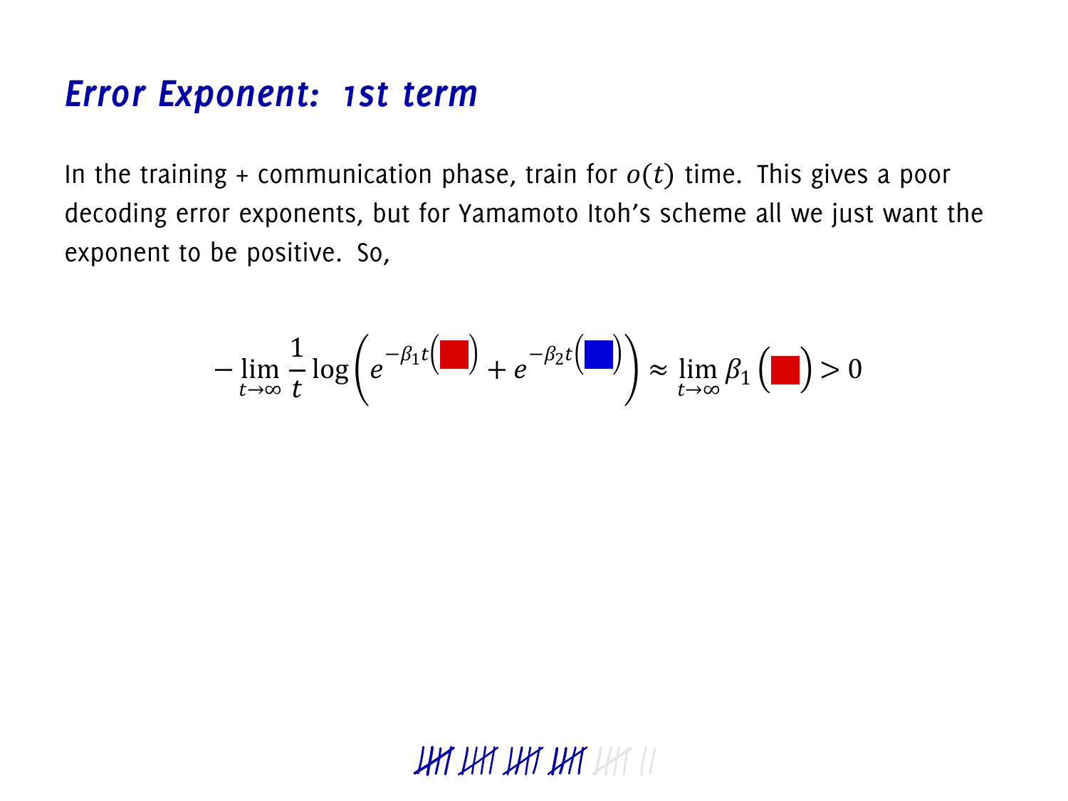## Error Exponent: 1st term

In the training + communication phase, train for $o(t)$ time. This gives a poor decoding error exponents, but for Yamamoto Itoh's scheme all we just want the exponent to be positive. So,

$$-\lim_{t\to\infty}\frac{1}{t}\log\left(e^{-\beta_1 t(\blacksquare)} + e^{-\beta_2 t(\blacksquare)}\right) \approx \lim_{t\to\infty}\beta_1\left(\blacksquare\right) > 0$$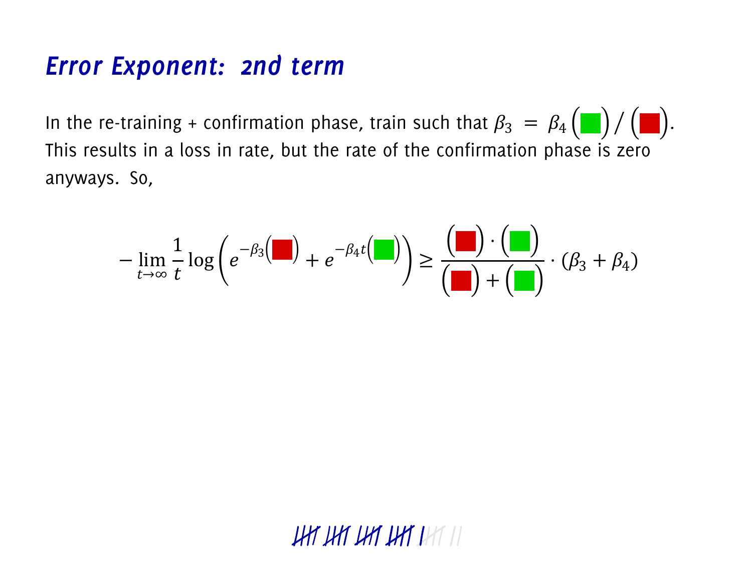# *Error Exponent: 2nd term*

In the re-training + confirmation phase, train such that $\beta_3 \; = \; \beta_4 \left({\color{green}\blacksquare}\right) / \left({\color{red}\blacksquare}\right)$. This results in a loss in rate, but the rate of the confirmation phase is zero anyways. So,

$$
-\lim_{t\to\infty} \frac{1}{t} \log \left( e^{-\beta_3 \left({\color{red}\blacksquare}\right)} + e^{-\beta_4 t \left({\color{green}\blacksquare}\right)} \right) \geq \frac{\left({\color{red}\blacksquare}\right) \cdot \left({\color{green}\blacksquare}\right)}{\left({\color{red}\blacksquare}\right) + \left({\color{green}\blacksquare}\right)} \cdot (\beta_3 + \beta_4)
$$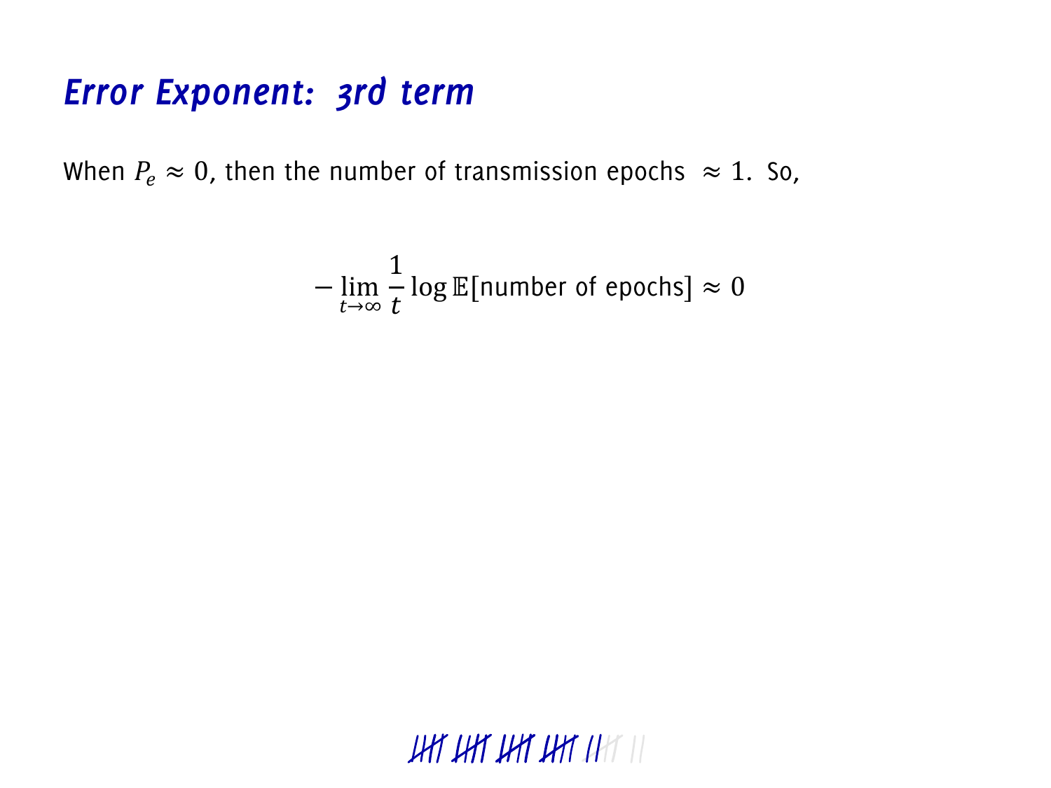# Error Exponent: 3rd term

When $P_e \approx 0$, then the number of transmission epochs $\approx 1$. So,

$$-\lim_{t \to \infty} \frac{1}{t} \log \mathbb{E}[\text{number of epochs}] \approx 0$$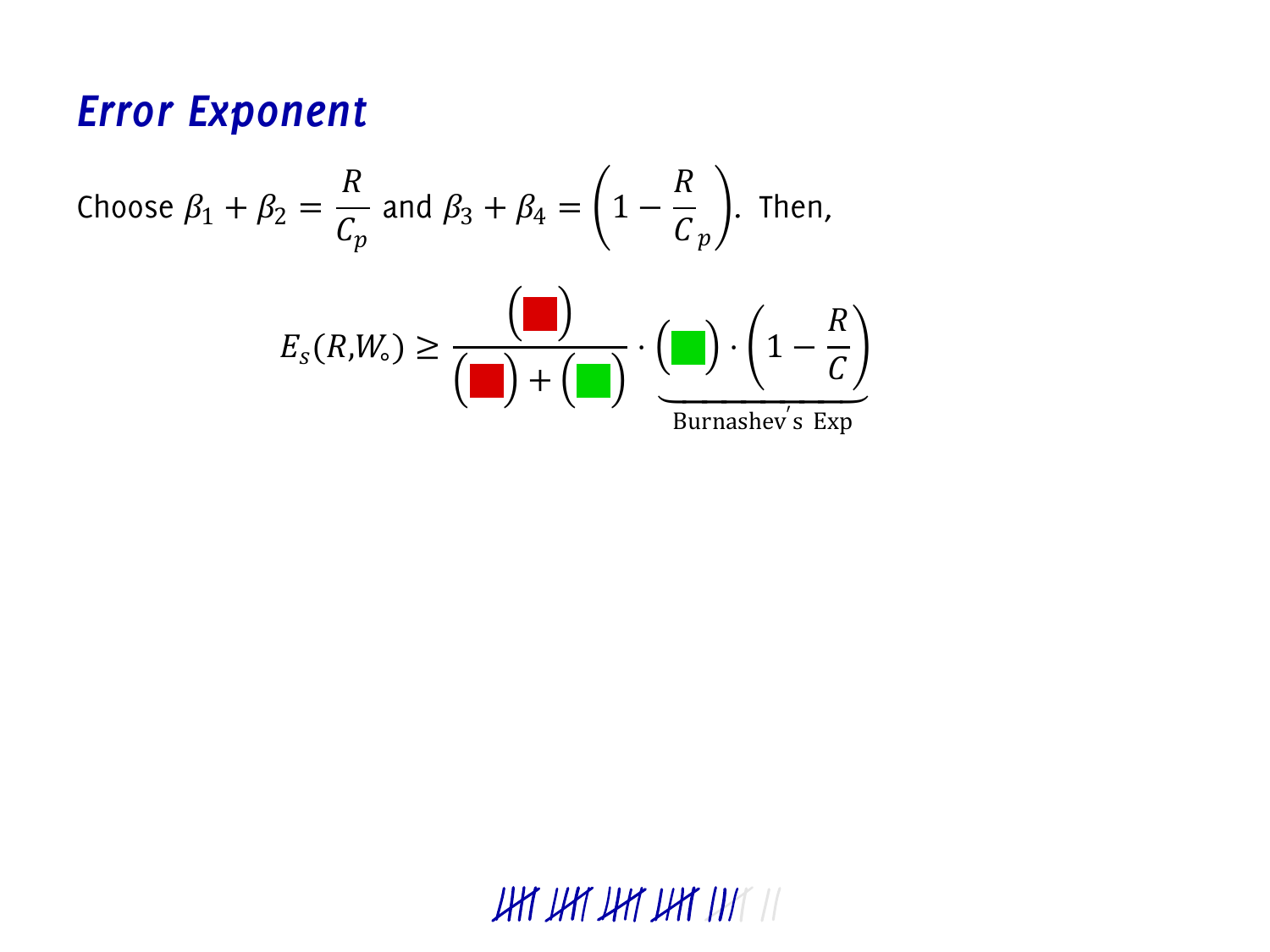# Error Exponent

Choose $\beta_1 + \beta_2 = \frac{R}{C_p}$ and $\beta_3 + \beta_4 = \left(1 - \frac{R}{C_p}\right)$. Then,

$$E_s(R, W_\circ) \geq \frac{(\blacksquare)}{(\blacksquare) + (\blacksquare)} \cdot \underbrace{(\blacksquare) \cdot \left(1 - \frac{R}{C}\right)}_{\text{Burnashev's Exp}}$$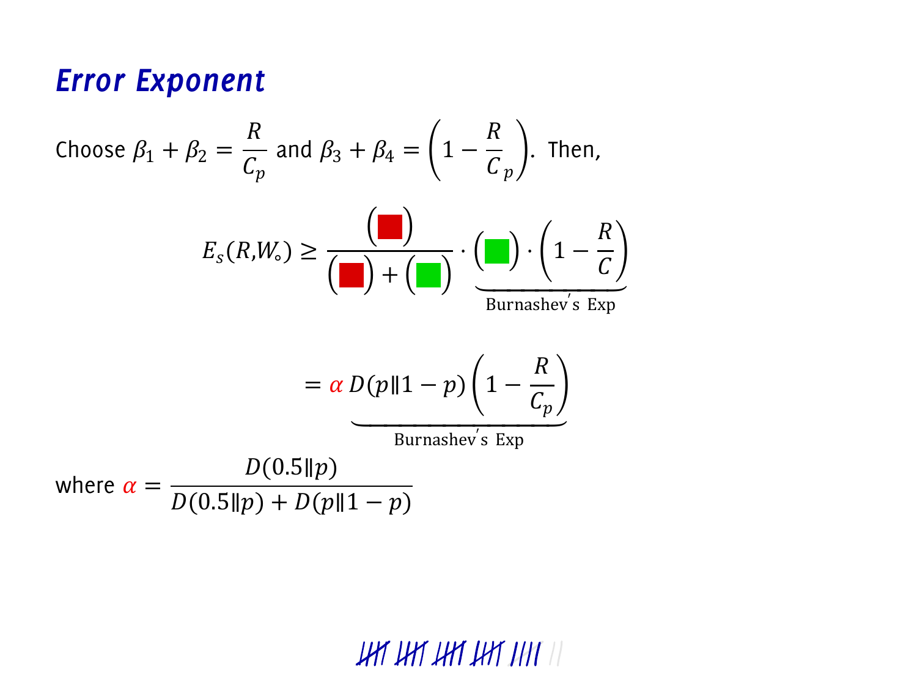## *Error Exponent*

Choose $\beta_1 + \beta_2 = \frac{R}{C_p}$ and $\beta_3 + \beta_4 = \left(1 - \frac{R}{C_p}\right)$. Then,

$$E_s(R, W_\circ) \geq \frac{(\blacksquare)}{(\blacksquare) + (\blacksquare)} \cdot \underbrace{(\blacksquare) \cdot \left(1 - \frac{R}{C}\right)}_{\text{Burnashev's Exp}}$$

$$= \alpha \underbrace{D(p \| 1-p)\left(1 - \frac{R}{C_p}\right)}_{\text{Burnashev's Exp}}$$

where $\alpha = \frac{D(0.5\|p)}{D(0.5\|p) + D(p\|1-p)}$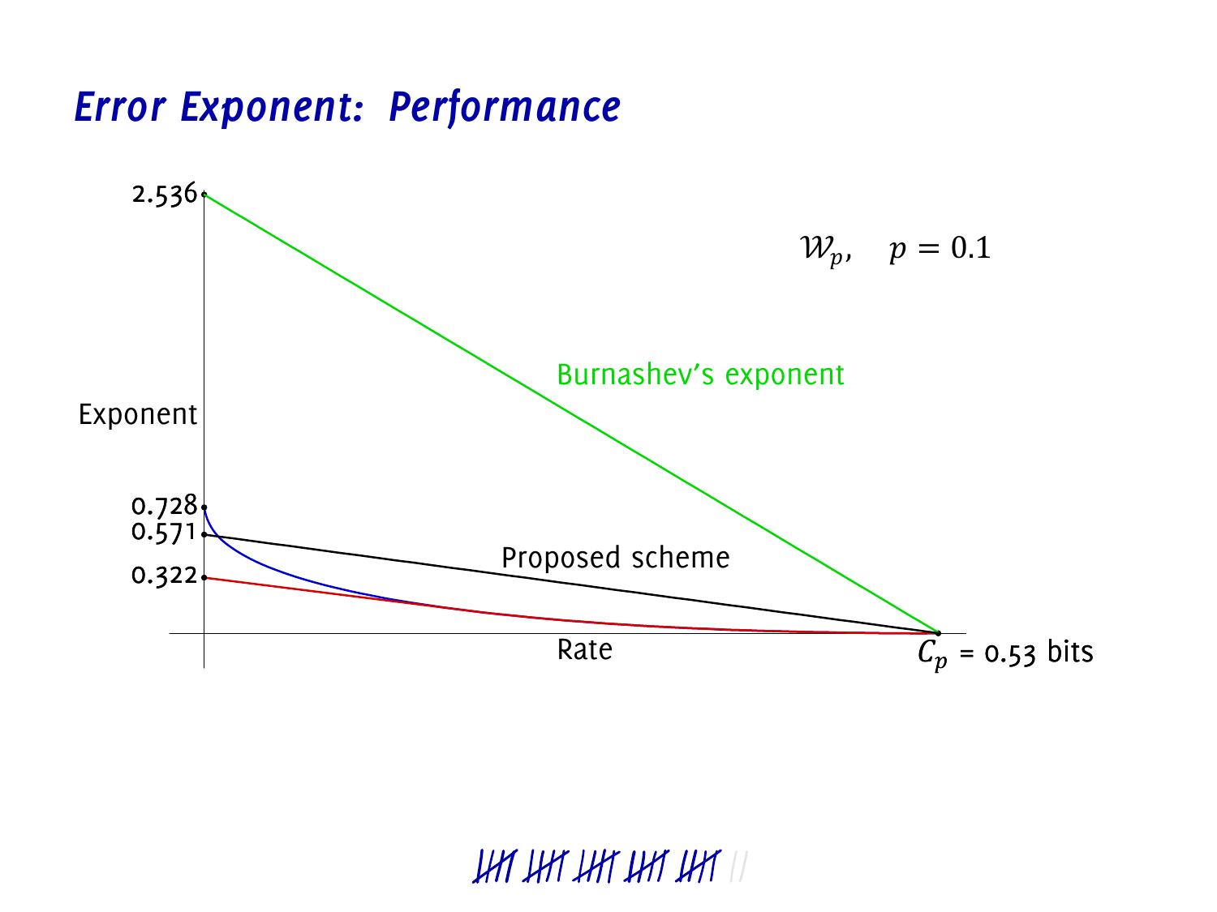# *Error Exponent: Performance*

$\mathcal{W}_p, \quad p = 0.1$

Exponent

2.536

0.728

0.571

0.322

Burnashev's exponent

Proposed scheme

Rate

$C_p$ = 0.53 bits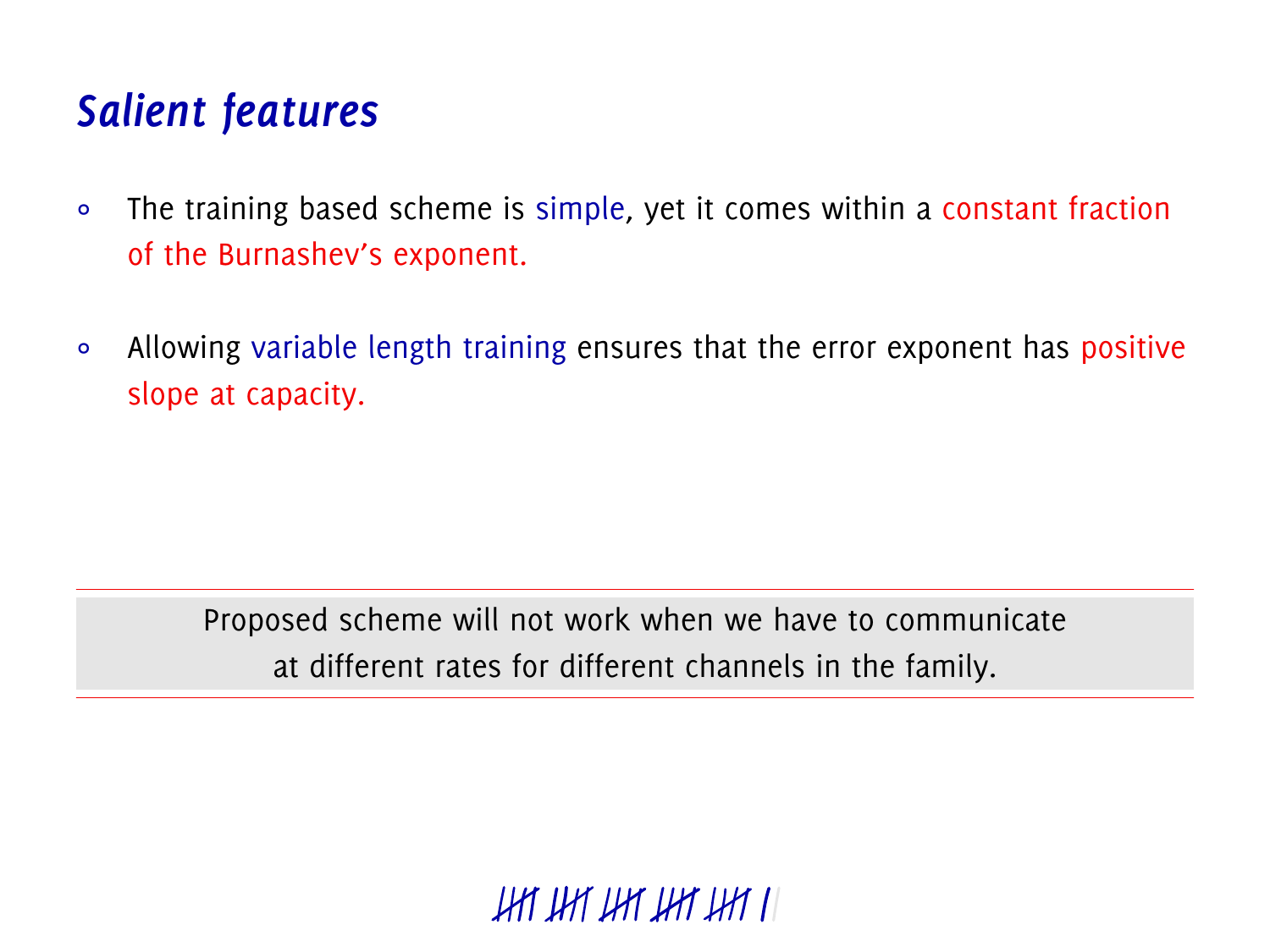## *Salient features*

- The training based scheme is simple, yet it comes within a constant fraction of the Burnashev's exponent.

- Allowing variable length training ensures that the error exponent has positive slope at capacity.

---

Proposed scheme will not work when we have to communicate at different rates for different channels in the family.

---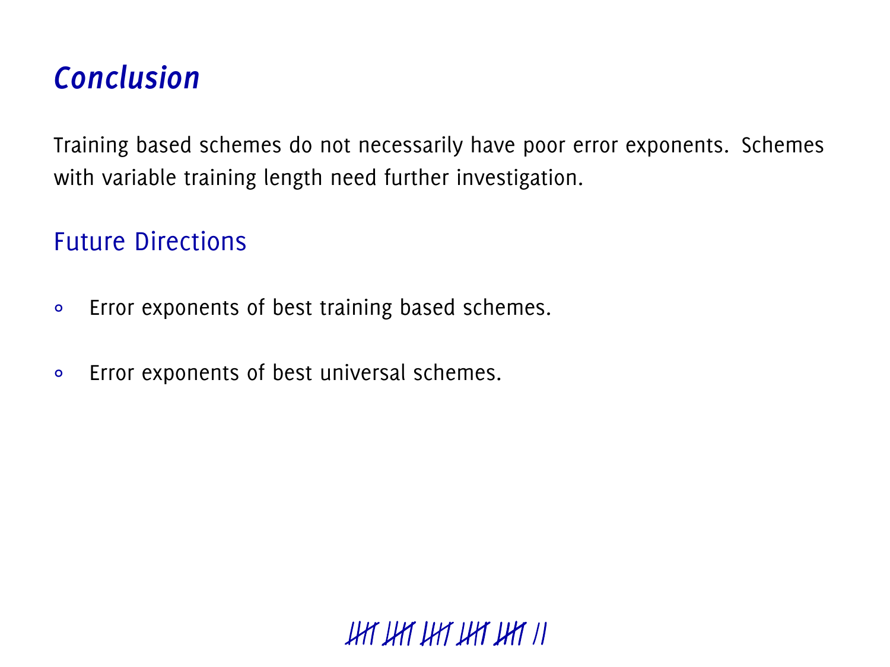# *Conclusion*

Training based schemes do not necessarily have poor error exponents. Schemes with variable training length need further investigation.

## Future Directions

- Error exponents of best training based schemes.
- Error exponents of best universal schemes.